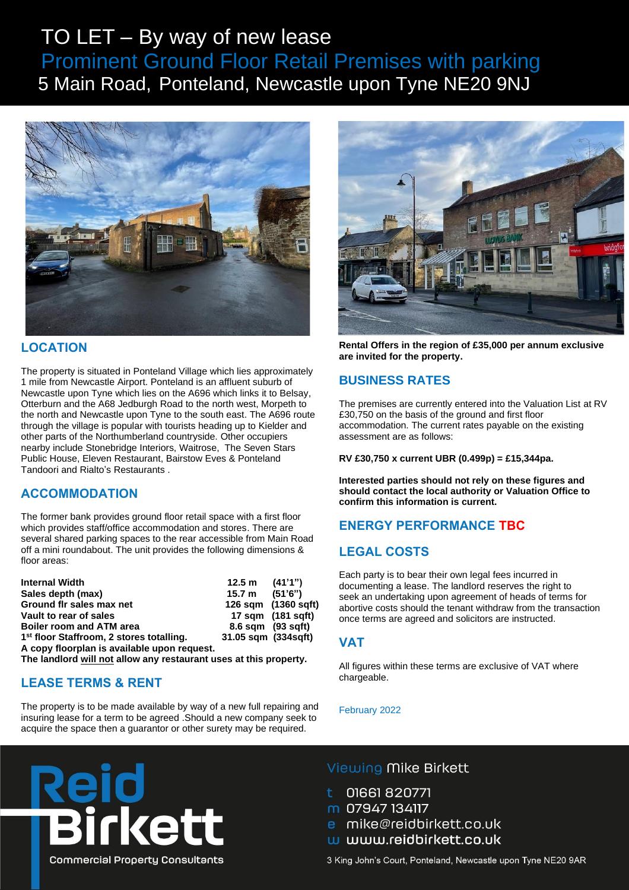# TO LET – By way of new lease

## Prominent Ground Floor Retail Premises with parking

## 5 Main Road, Ponteland, Newcastle upon Tyne NE20 9NJ

## LOCATION

The property is situated in Ponteland Village which lies approximately 1 mile from Newcastle Airport. Ponteland is an affluent suburb of Newcastle upon Tyne which lies on the A696 which links it to Belsay, Otterburn and the A68 Jedburgh Road to the north west, Morpeth to the north and Newcastle upon Tyne to the south east. The A696 route through the village is popular with tourists heading up to Kielder and other parts of the Northumberland countryside. Other occupiers nearby include Stonebridge Interiors, Waitrose, The Seven Stars Public House, Eleven Restaurant, Bairstow Eves & Ponteland Tandoori and Rialto's Restaurants .

## ACCOMMODATION

The former bank provides ground floor retail space with a first floor which provides staff/office accommodation and stores. There are several shared parking spaces to the rear accessible from Main Road off a mini roundabout. The unit provides the following dimensions & floor areas:

| | | |
|---|---|---|
| **Internal Width** | **12.5 m** | **(41'1")** |
| **Sales depth (max)** | **15.7 m** | **(51'6")** |
| **Ground flr sales max net** | **126 sqm** | **(1360 sqft)** |
| **Vault to rear of sales** | **17 sqm** | **(181 sqft)** |
| **Boiler room and ATM area** | **8.6 sqm** | **(93 sqft)** |
| **1st floor Staffroom, 2 stores totalling.** | **31.05 sqm** | **(334sqft)** |

**A copy floorplan is available upon request.**

**The landlord will not allow any restaurant uses at this property.**

## LEASE TERMS & RENT

The property is to be made available by way of a new full repairing and insuring lease for a term to be agreed .Should a new company seek to acquire the space then a guarantor or other surety may be required.

**Rental Offers in the region of £35,000 per annum exclusive are invited for the property.**

## BUSINESS RATES

The premises are currently entered into the Valuation List at RV £30,750 on the basis of the ground and first floor accommodation. The current rates payable on the existing assessment are as follows:

**RV £30,750 x current UBR (0.499p) = £15,344pa.**

**Interested parties should not rely on these figures and should contact the local authority or Valuation Office to confirm this information is current.**

## ENERGY PERFORMANCE TBC

## LEGAL COSTS

Each party is to bear their own legal fees incurred in documenting a lease. The landlord reserves the right to seek an undertaking upon agreement of heads of terms for abortive costs should the tenant withdraw from the transaction once terms are agreed and solicitors are instructed.

## VAT

All figures within these terms are exclusive of VAT where chargeable.

February 2022

**Reid Birkett**
Commercial Property Consultants

Viewing Mike Birkett

t 01661 820771
m 07947 134117
e mike@reidbirkett.co.uk
w www.reidbirkett.co.uk

3 King John's Court, Ponteland, Newcastle upon Tyne NE20 9AR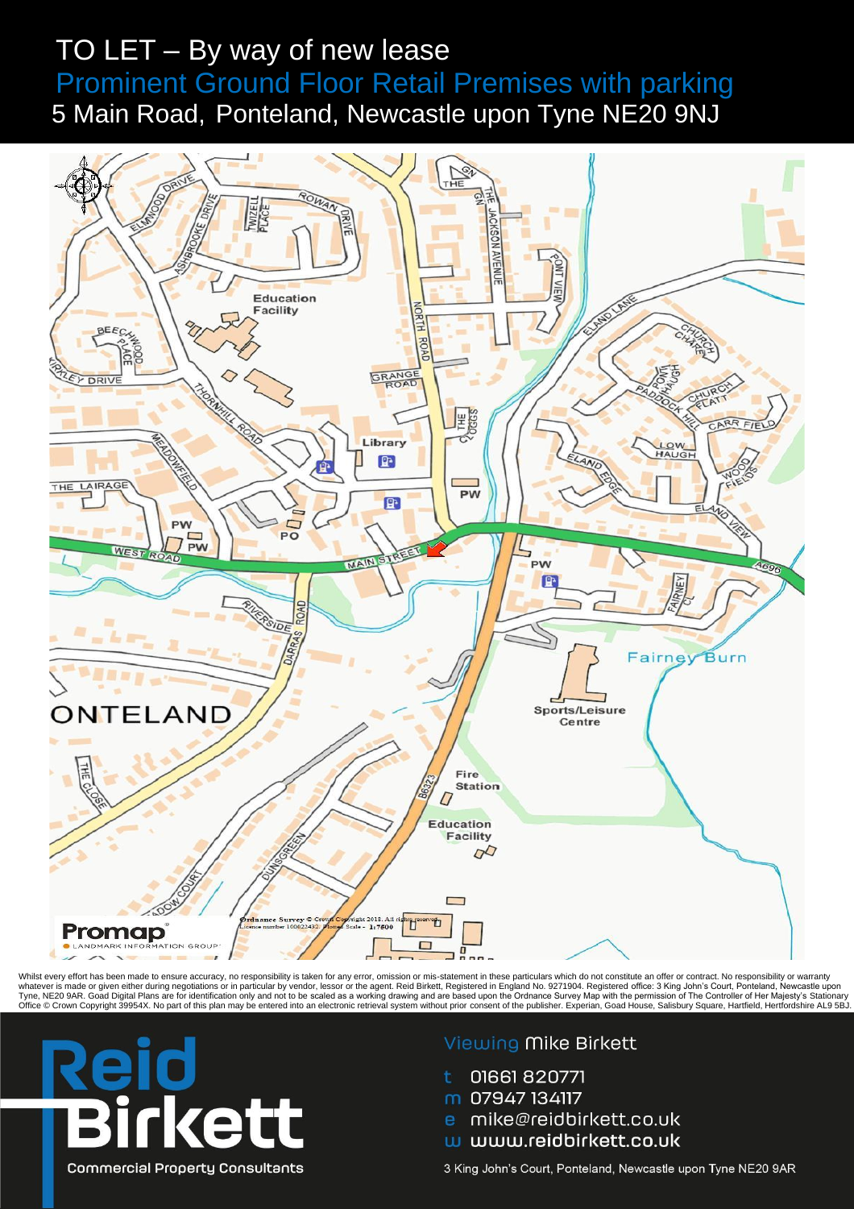# TO LET – By way of new lease

## Prominent Ground Floor Retail Premises with parking

5 Main Road, Ponteland, Newcastle upon Tyne NE20 9NJ

Whilst every effort has been made to ensure accuracy, no responsibility is taken for any error, omission or mis-statement in these particulars which do not constitute an offer or contract. No responsibility or warranty whatever is made or given either during negotiations or in particular by vendor, lessor or the agent. Reid Birkett, Registered in England No. 9271904. Registered office: 3 King John's Court, Ponteland, Newcastle upon Tyne, NE20 9AR. Goad Digital Plans are for identification only and not to be scaled as a working drawing and are based upon the Ordnance Survey Map with the permission of The Controller of Her Majesty's Stationary Office © Crown Copyright 39954X. No part of this plan may be entered into an electronic retrieval system without prior consent of the publisher. Experian, Goad House, Salisbury Square, Hartfield, Hertfordshire AL9 5BJ.

Reid Birkett

Commercial Property Consultants

Viewing Mike Birkett

- t 01661 820771
- m 07947 134117
- e mike@reidbirkett.co.uk
- w www.reidbirkett.co.uk

3 King John's Court, Ponteland, Newcastle upon Tyne NE20 9AR